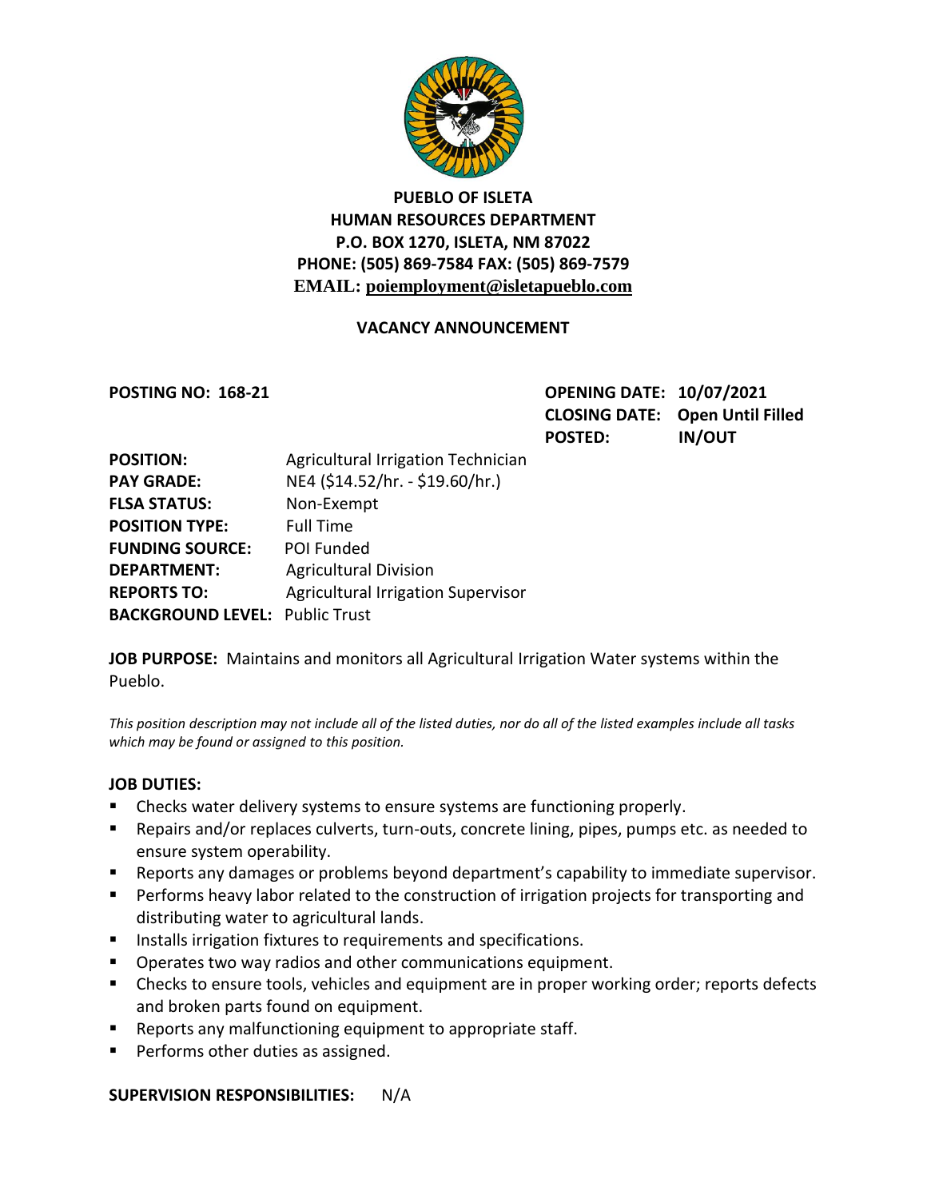# PUEBLO OF ISLETA
## HUMAN RESOURCES DEPARTMENT
**P.O. BOX 1270, ISLETA, NM 87022**
**PHONE: (505) 869-7584 FAX: (505) 869-7579**
**EMAIL: poiemployment@isletapueblo.com**

### VACANCY ANNOUNCEMENT

**POSTING NO: 168-21**

**OPENING DATE:** **10/07/2021**
**CLOSING DATE:** **Open Until Filled**
**POSTED:** **IN/OUT**

**POSITION:** Agricultural Irrigation Technician
**PAY GRADE:** NE4 ($14.52/hr. - $19.60/hr.)
**FLSA STATUS:** Non-Exempt
**POSITION TYPE:** Full Time
**FUNDING SOURCE:** POI Funded
**DEPARTMENT:** Agricultural Division
**REPORTS TO:** Agricultural Irrigation Supervisor
**BACKGROUND LEVEL:** Public Trust

**JOB PURPOSE:** Maintains and monitors all Agricultural Irrigation Water systems within the Pueblo.

*This position description may not include all of the listed duties, nor do all of the listed examples include all tasks which may be found or assigned to this position.*

**JOB DUTIES:**

- Checks water delivery systems to ensure systems are functioning properly.
- Repairs and/or replaces culverts, turn-outs, concrete lining, pipes, pumps etc. as needed to ensure system operability.
- Reports any damages or problems beyond department's capability to immediate supervisor.
- Performs heavy labor related to the construction of irrigation projects for transporting and distributing water to agricultural lands.
- Installs irrigation fixtures to requirements and specifications.
- Operates two way radios and other communications equipment.
- Checks to ensure tools, vehicles and equipment are in proper working order; reports defects and broken parts found on equipment.
- Reports any malfunctioning equipment to appropriate staff.
- Performs other duties as assigned.

**SUPERVISION RESPONSIBILITIES:** N/A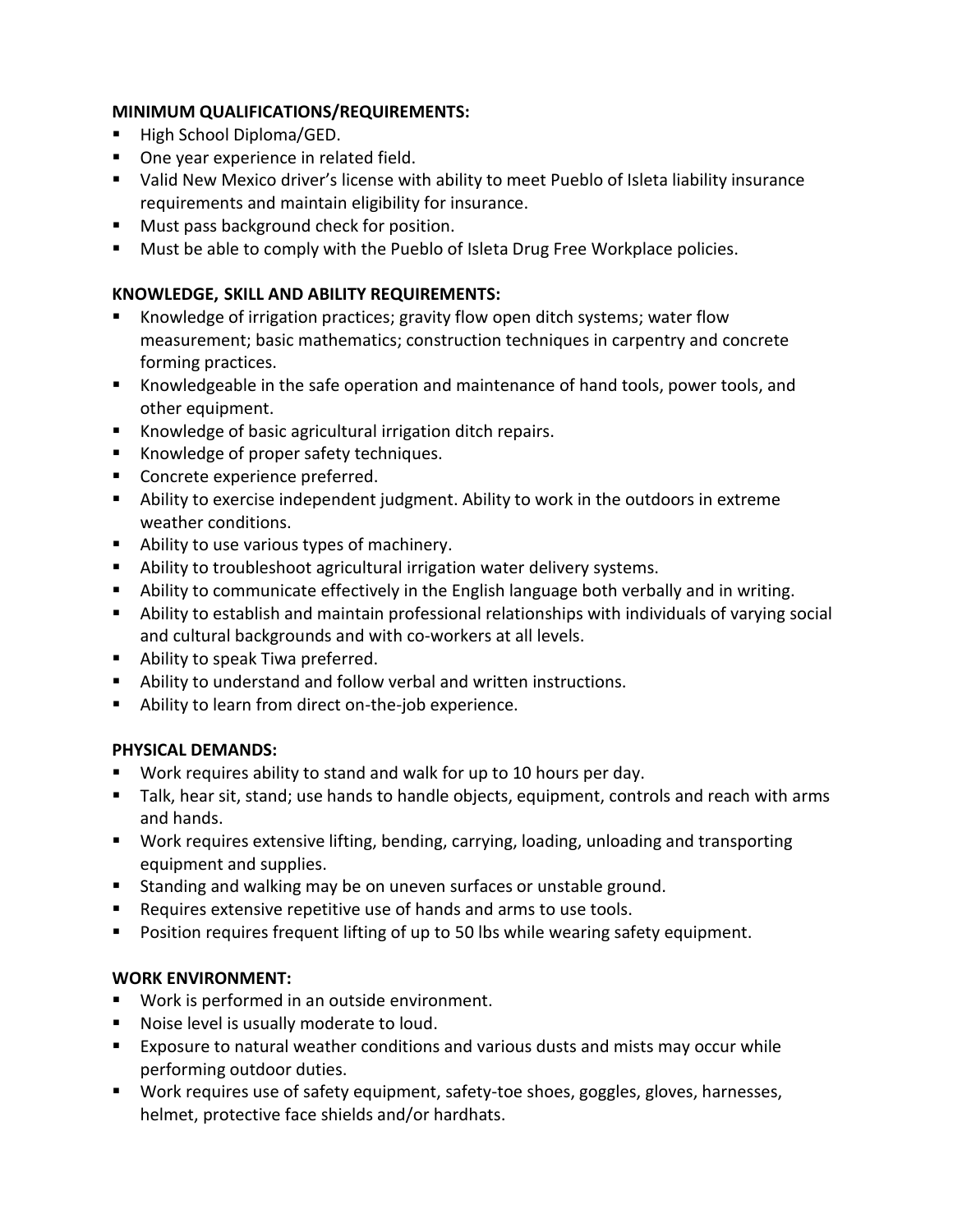**MINIMUM QUALIFICATIONS/REQUIREMENTS:**

- High School Diploma/GED.
- One year experience in related field.
- Valid New Mexico driver's license with ability to meet Pueblo of Isleta liability insurance requirements and maintain eligibility for insurance.
- Must pass background check for position.
- Must be able to comply with the Pueblo of Isleta Drug Free Workplace policies.

**KNOWLEDGE, SKILL AND ABILITY REQUIREMENTS:**

- Knowledge of irrigation practices; gravity flow open ditch systems; water flow measurement; basic mathematics; construction techniques in carpentry and concrete forming practices.
- Knowledgeable in the safe operation and maintenance of hand tools, power tools, and other equipment.
- Knowledge of basic agricultural irrigation ditch repairs.
- Knowledge of proper safety techniques.
- Concrete experience preferred.
- Ability to exercise independent judgment. Ability to work in the outdoors in extreme weather conditions.
- Ability to use various types of machinery.
- Ability to troubleshoot agricultural irrigation water delivery systems.
- Ability to communicate effectively in the English language both verbally and in writing.
- Ability to establish and maintain professional relationships with individuals of varying social and cultural backgrounds and with co-workers at all levels.
- Ability to speak Tiwa preferred.
- Ability to understand and follow verbal and written instructions.
- Ability to learn from direct on-the-job experience.

**PHYSICAL DEMANDS:**

- Work requires ability to stand and walk for up to 10 hours per day.
- Talk, hear sit, stand; use hands to handle objects, equipment, controls and reach with arms and hands.
- Work requires extensive lifting, bending, carrying, loading, unloading and transporting equipment and supplies.
- Standing and walking may be on uneven surfaces or unstable ground.
- Requires extensive repetitive use of hands and arms to use tools.
- Position requires frequent lifting of up to 50 lbs while wearing safety equipment.

**WORK ENVIRONMENT:**

- Work is performed in an outside environment.
- Noise level is usually moderate to loud.
- Exposure to natural weather conditions and various dusts and mists may occur while performing outdoor duties.
- Work requires use of safety equipment, safety-toe shoes, goggles, gloves, harnesses, helmet, protective face shields and/or hardhats.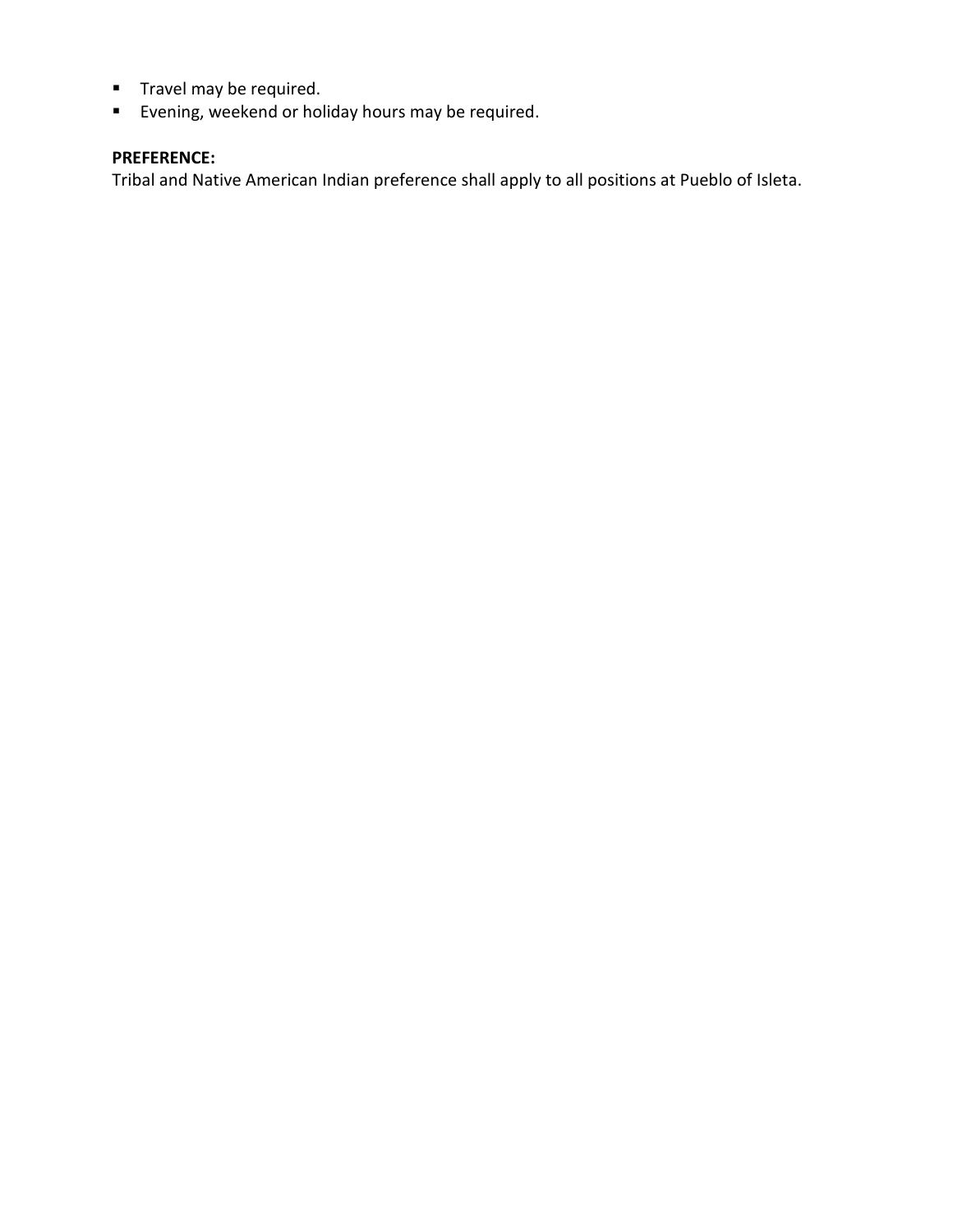- Travel may be required.
- Evening, weekend or holiday hours may be required.

**PREFERENCE:**
Tribal and Native American Indian preference shall apply to all positions at Pueblo of Isleta.